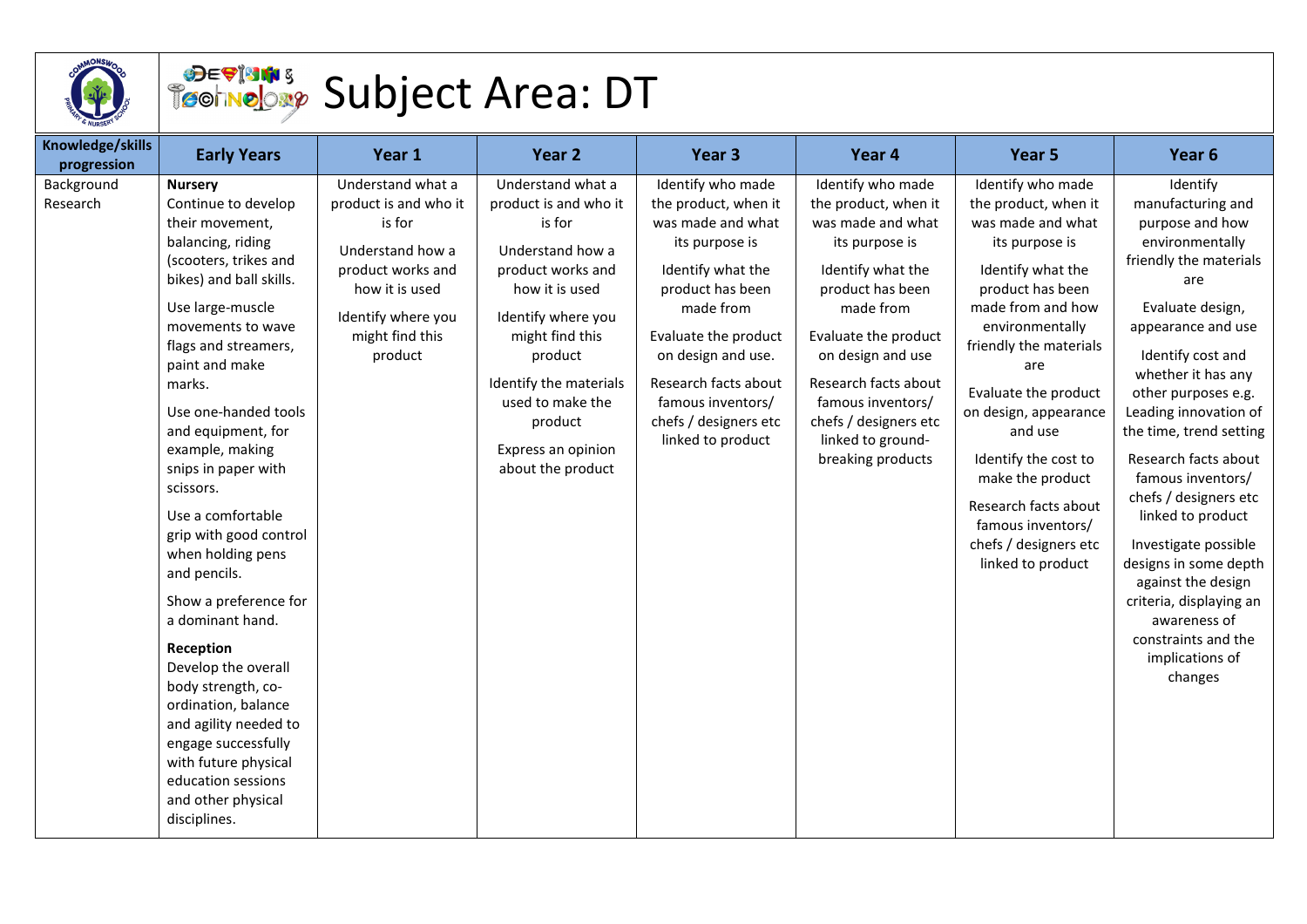# Subject Area: DT

| Knowledge/skills progression | Early Years | Year 1 | Year 2 | Year 3 | Year 4 | Year 5 | Year 6 |
|---|---|---|---|---|---|---|---|
| Background Research | **Nursery**<br>Continue to develop their movement, balancing, riding (scooters, trikes and bikes) and ball skills.<br><br>Use large-muscle movements to wave flags and streamers, paint and make marks.<br><br>Use one-handed tools and equipment, for example, making snips in paper with scissors.<br><br>Use a comfortable grip with good control when holding pens and pencils.<br><br>Show a preference for a dominant hand.<br><br>**Reception**<br>Develop the overall body strength, co-ordination, balance and agility needed to engage successfully with future physical education sessions and other physical disciplines. | Understand what a product is and who it is for<br><br>Understand how a product works and how it is used<br><br>Identify where you might find this product | Understand what a product is and who it is for<br><br>Understand how a product works and how it is used<br><br>Identify where you might find this product<br><br>Identify the materials used to make the product<br><br>Express an opinion about the product | Identify who made the product, when it was made and what its purpose is<br><br>Identify what the product has been made from<br><br>Evaluate the product on design and use.<br><br>Research facts about famous inventors/ chefs / designers etc linked to product | Identify who made the product, when it was made and what its purpose is<br><br>Identify what the product has been made from<br><br>Evaluate the product on design and use<br><br>Research facts about famous inventors/ chefs / designers etc linked to ground-breaking products | Identify who made the product, when it was made and what its purpose is<br><br>Identify what the product has been made from and how environmentally friendly the materials are<br><br>Evaluate the product on design, appearance and use<br><br>Identify the cost to make the product<br><br>Research facts about famous inventors/ chefs / designers etc linked to product | Identify manufacturing and purpose and how environmentally friendly the materials are<br><br>Evaluate design, appearance and use<br><br>Identify cost and whether it has any other purposes e.g. Leading innovation of the time, trend setting<br><br>Research facts about famous inventors/ chefs / designers etc linked to product<br><br>Investigate possible designs in some depth against the design criteria, displaying an awareness of constraints and the implications of changes |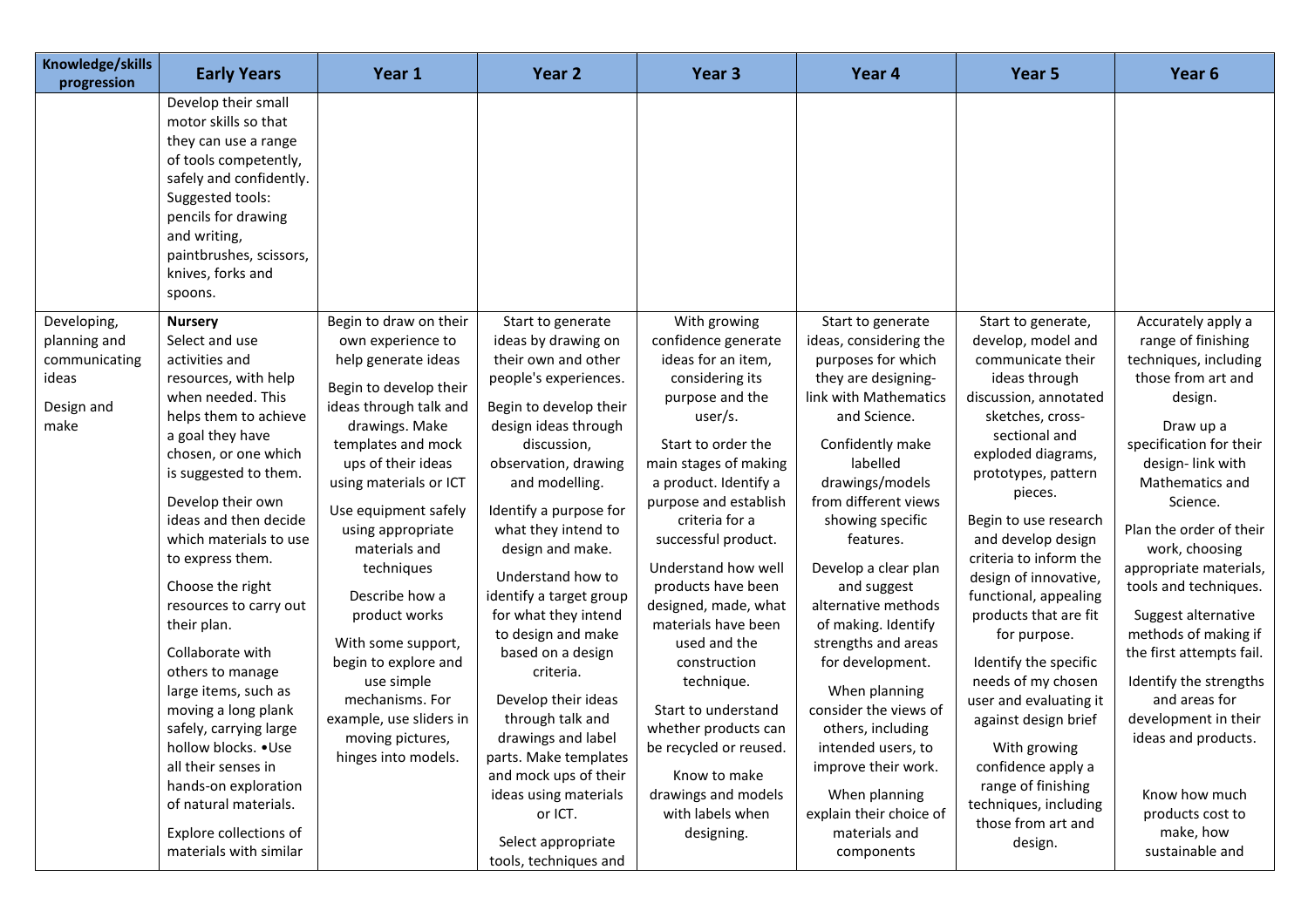| Knowledge/skills progression | Early Years | Year 1 | Year 2 | Year 3 | Year 4 | Year 5 | Year 6 |
|---|---|---|---|---|---|---|---|
| | Develop their small motor skills so that they can use a range of tools competently, safely and confidently. Suggested tools: pencils for drawing and writing, paintbrushes, scissors, knives, forks and spoons. | | | | | | |
| Developing, planning and communicating ideas<br><br>Design and make | **Nursery**<br>Select and use activities and resources, with help when needed. This helps them to achieve a goal they have chosen, or one which is suggested to them.<br><br>Develop their own ideas and then decide which materials to use to express them.<br><br>Choose the right resources to carry out their plan.<br><br>Collaborate with others to manage large items, such as moving a long plank safely, carrying large hollow blocks. •Use all their senses in hands-on exploration of natural materials.<br><br>Explore collections of materials with similar | Begin to draw on their own experience to help generate ideas<br><br>Begin to develop their ideas through talk and drawings. Make templates and mock ups of their ideas using materials or ICT<br><br>Use equipment safely using appropriate materials and techniques<br><br>Describe how a product works<br><br>With some support, begin to explore and use simple mechanisms. For example, use sliders in moving pictures, hinges into models. | Start to generate ideas by drawing on their own and other people's experiences.<br><br>Begin to develop their design ideas through discussion, observation, drawing and modelling.<br><br>Identify a purpose for what they intend to design and make.<br><br>Understand how to identify a target group for what they intend to design and make based on a design criteria.<br><br>Develop their ideas through talk and drawings and label parts. Make templates and mock ups of their ideas using materials or ICT.<br><br>Select appropriate tools, techniques and | With growing confidence generate ideas for an item, considering its purpose and the user/s.<br><br>Start to order the main stages of making a product. Identify a purpose and establish criteria for a successful product.<br><br>Understand how well products have been designed, made, what materials have been used and the construction technique.<br><br>Start to understand whether products can be recycled or reused.<br><br>Know to make drawings and models with labels when designing. | Start to generate ideas, considering the purposes for which they are designing- link with Mathematics and Science.<br><br>Confidently make labelled drawings/models from different views showing specific features.<br><br>Develop a clear plan and suggest alternative methods of making. Identify strengths and areas for development.<br><br>When planning consider the views of others, including intended users, to improve their work.<br><br>When planning explain their choice of materials and components | Start to generate, develop, model and communicate their ideas through discussion, annotated sketches, cross-sectional and exploded diagrams, prototypes, pattern pieces.<br><br>Begin to use research and develop design criteria to inform the design of innovative, functional, appealing products that are fit for purpose.<br><br>Identify the specific needs of my chosen user and evaluating it against design brief<br><br>With growing confidence apply a range of finishing techniques, including those from art and design. | Accurately apply a range of finishing techniques, including those from art and design.<br><br>Draw up a specification for their design- link with Mathematics and Science.<br><br>Plan the order of their work, choosing appropriate materials, tools and techniques.<br><br>Suggest alternative methods of making if the first attempts fail.<br><br>Identify the strengths and areas for development in their ideas and products.<br><br>Know how much products cost to make, how sustainable and |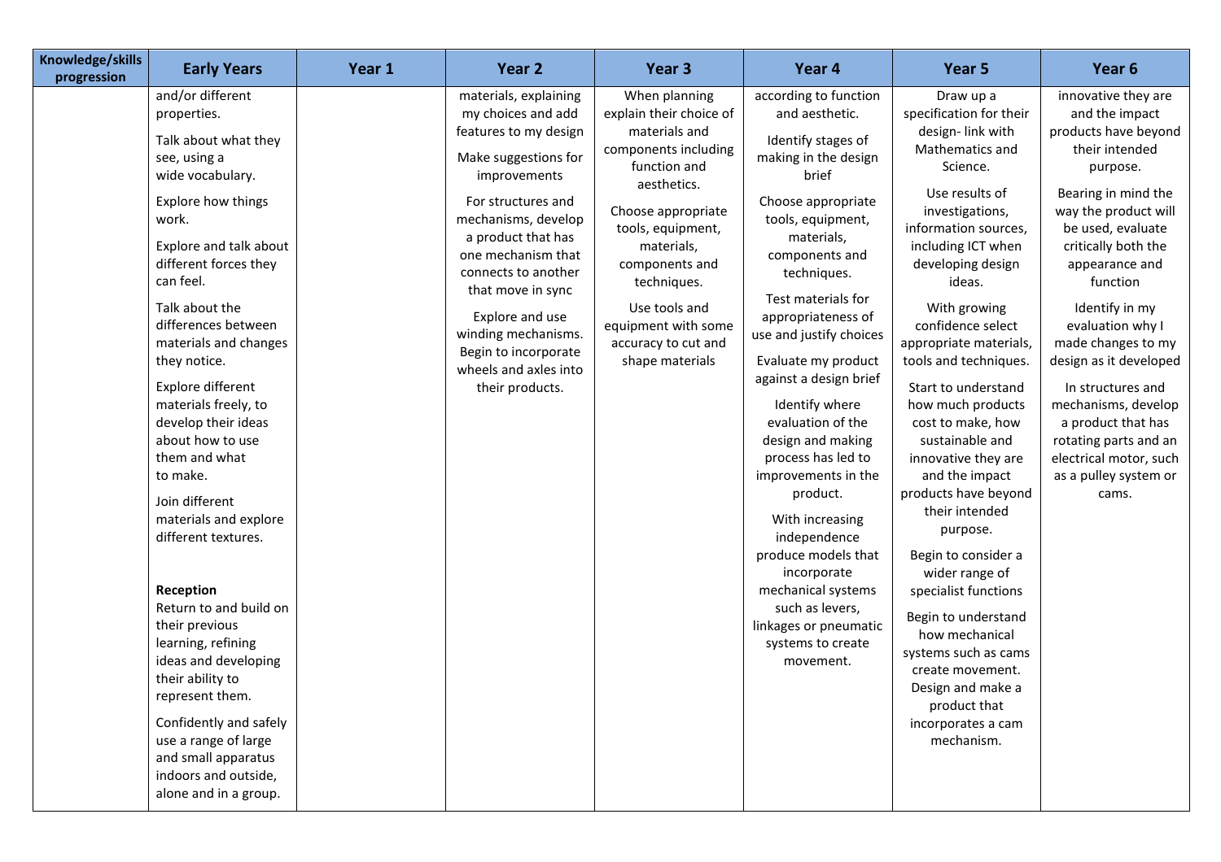| Knowledge/skills progression | Early Years | Year 1 | Year 2 | Year 3 | Year 4 | Year 5 | Year 6 |
|---|---|---|---|---|---|---|---|
| | and/or different properties.<br><br>Talk about what they see, using a wide vocabulary.<br><br>Explore how things work.<br><br>Explore and talk about different forces they can feel.<br><br>Talk about the differences between materials and changes they notice.<br><br>Explore different materials freely, to develop their ideas about how to use them and what to make.<br><br>Join different materials and explore different textures.<br><br>**Reception**<br>Return to and build on their previous learning, refining ideas and developing their ability to represent them.<br><br>Confidently and safely use a range of large and small apparatus indoors and outside, alone and in a group. | | materials, explaining my choices and add features to my design<br><br>Make suggestions for improvements<br><br>For structures and mechanisms, develop a product that has one mechanism that connects to another that move in sync<br><br>Explore and use winding mechanisms. Begin to incorporate wheels and axles into their products. | When planning explain their choice of materials and components including function and aesthetics.<br><br>Choose appropriate tools, equipment, materials, components and techniques.<br><br>Use tools and equipment with some accuracy to cut and shape materials | according to function and aesthetic.<br><br>Identify stages of making in the design brief<br><br>Choose appropriate tools, equipment, materials, components and techniques.<br><br>Test materials for appropriateness of use and justify choices<br><br>Evaluate my product against a design brief<br><br>Identify where evaluation of the design and making process has led to improvements in the product.<br><br>With increasing independence produce models that incorporate mechanical systems such as levers, linkages or pneumatic systems to create movement. | Draw up a specification for their design- link with Mathematics and Science.<br><br>Use results of investigations, information sources, including ICT when developing design ideas.<br><br>With growing confidence select appropriate materials, tools and techniques.<br><br>Start to understand how much products cost to make, how sustainable and innovative they are and the impact products have beyond their intended purpose.<br><br>Begin to consider a wider range of specialist functions<br><br>Begin to understand how mechanical systems such as cams create movement. Design and make a product that incorporates a cam mechanism. | innovative they are and the impact products have beyond their intended purpose.<br><br>Bearing in mind the way the product will be used, evaluate critically both the appearance and function<br><br>Identify in my evaluation why I made changes to my design as it developed<br><br>In structures and mechanisms, develop a product that has rotating parts and an electrical motor, such as a pulley system or cams. |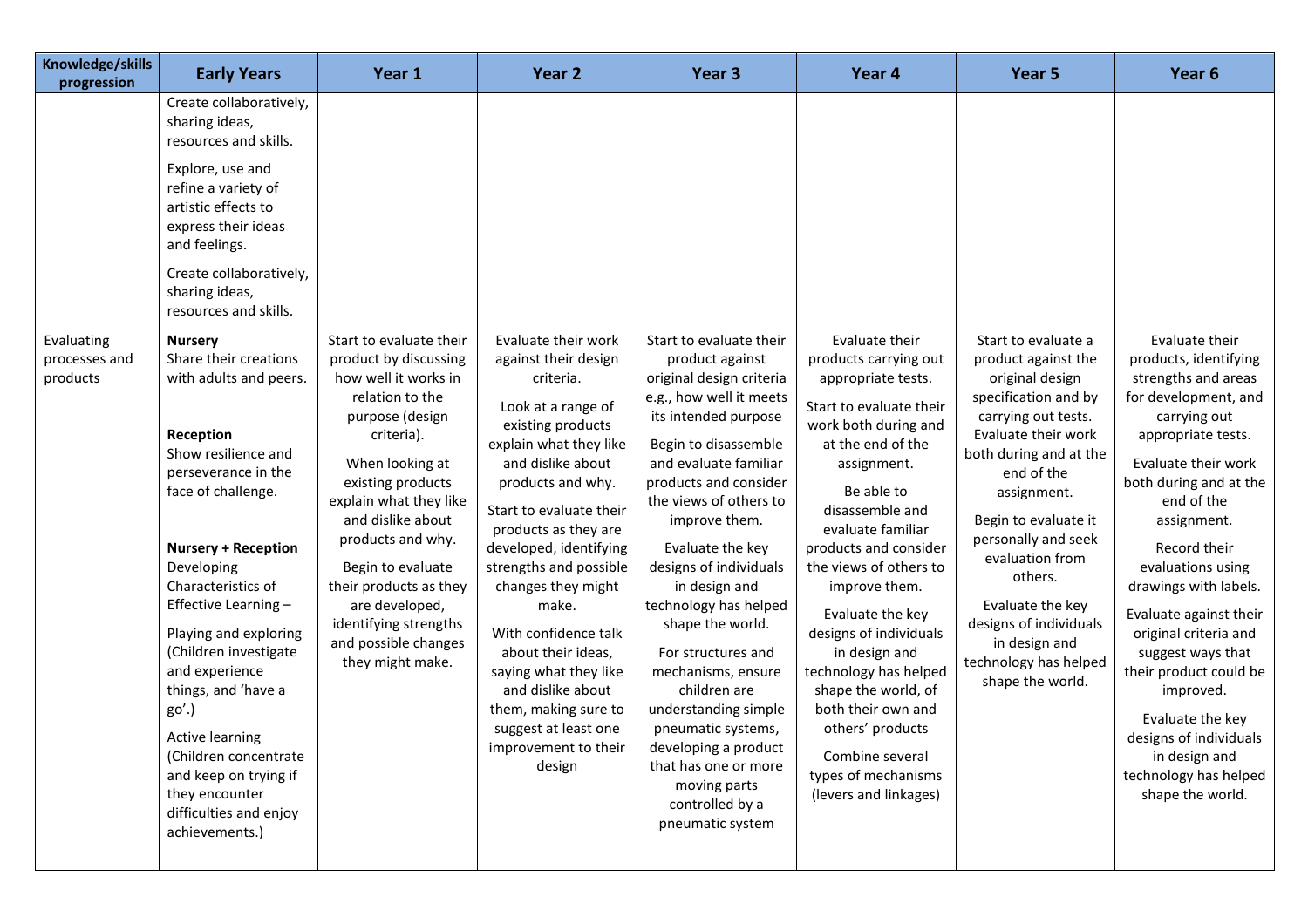| Knowledge/skills progression | Early Years | Year 1 | Year 2 | Year 3 | Year 4 | Year 5 | Year 6 |
|---|---|---|---|---|---|---|---|
| | Create collaboratively, sharing ideas, resources and skills.<br><br>Explore, use and refine a variety of artistic effects to express their ideas and feelings.<br><br>Create collaboratively, sharing ideas, resources and skills. | | | | | | |
| Evaluating processes and products | **Nursery**<br>Share their creations with adults and peers.<br><br>**Reception**<br>Show resilience and perseverance in the face of challenge.<br><br>**Nursery + Reception**<br>Developing Characteristics of Effective Learning –<br><br>Playing and exploring (Children investigate and experience things, and 'have a go'.)<br><br>Active learning (Children concentrate and keep on trying if they encounter difficulties and enjoy achievements.) | Start to evaluate their product by discussing how well it works in relation to the purpose (design criteria).<br><br>When looking at existing products explain what they like and dislike about products and why.<br><br>Begin to evaluate their products as they are developed, identifying strengths and possible changes they might make. | Evaluate their work against their design criteria.<br><br>Look at a range of existing products explain what they like and dislike about products and why.<br><br>Start to evaluate their products as they are developed, identifying strengths and possible changes they might make.<br><br>With confidence talk about their ideas, saying what they like and dislike about them, making sure to suggest at least one improvement to their design | Start to evaluate their product against original design criteria e.g., how well it meets its intended purpose<br><br>Begin to disassemble and evaluate familiar products and consider the views of others to improve them.<br><br>Evaluate the key designs of individuals in design and technology has helped shape the world.<br><br>For structures and mechanisms, ensure children are understanding simple pneumatic systems, developing a product that has one or more moving parts controlled by a pneumatic system | Evaluate their products carrying out appropriate tests.<br><br>Start to evaluate their work both during and at the end of the assignment.<br><br>Be able to disassemble and evaluate familiar products and consider the views of others to improve them.<br><br>Evaluate the key designs of individuals in design and technology has helped shape the world, of both their own and others' products<br><br>Combine several types of mechanisms (levers and linkages) | Start to evaluate a product against the original design specification and by carrying out tests. Evaluate their work both during and at the end of the assignment.<br><br>Begin to evaluate it personally and seek evaluation from others.<br><br>Evaluate the key designs of individuals in design and technology has helped shape the world. | Evaluate their products, identifying strengths and areas for development, and carrying out appropriate tests.<br><br>Evaluate their work both during and at the end of the assignment.<br><br>Record their evaluations using drawings with labels.<br><br>Evaluate against their original criteria and suggest ways that their product could be improved.<br><br>Evaluate the key designs of individuals in design and technology has helped shape the world. |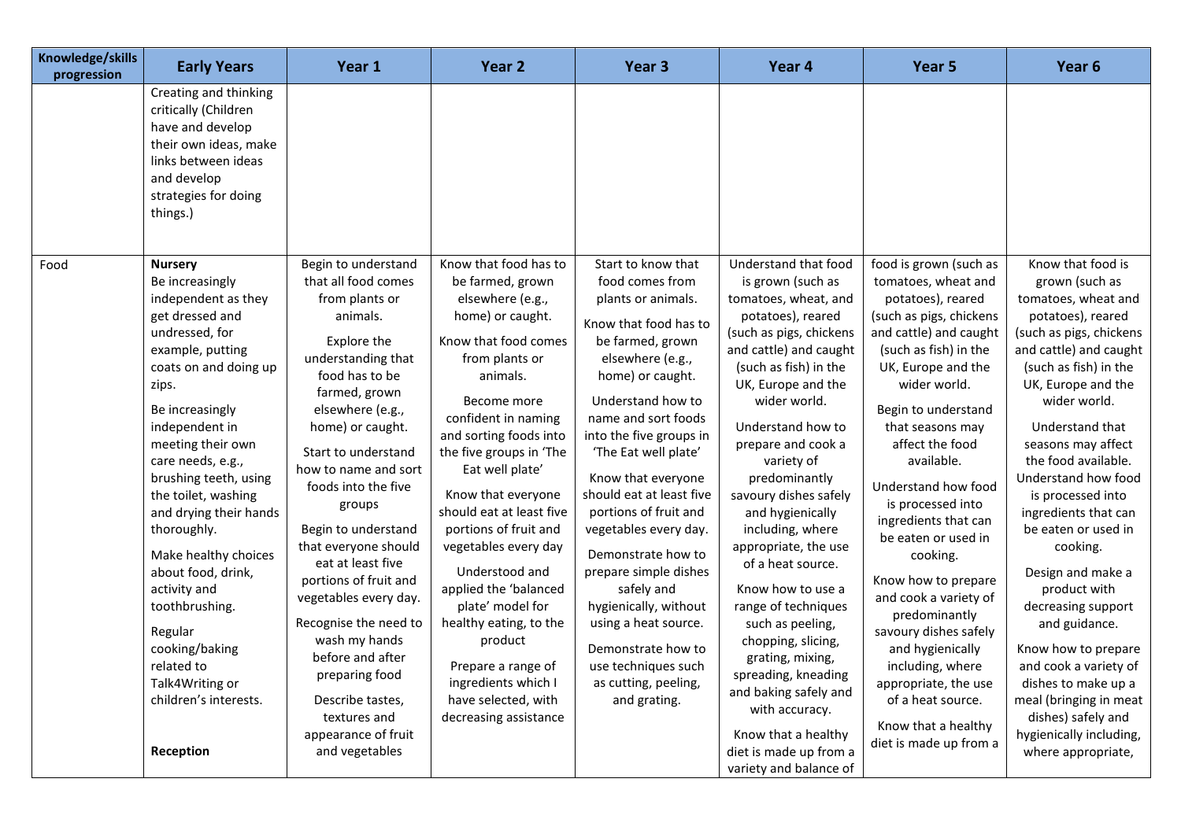| Knowledge/skills progression | Early Years | Year 1 | Year 2 | Year 3 | Year 4 | Year 5 | Year 6 |
|---|---|---|---|---|---|---|---|
| | Creating and thinking critically (Children have and develop their own ideas, make links between ideas and develop strategies for doing things.) | | | | | | |
| Food | **Nursery**<br>Be increasingly independent as they get dressed and undressed, for example, putting coats on and doing up zips.<br>Be increasingly independent in meeting their own care needs, e.g., brushing teeth, using the toilet, washing and drying their hands thoroughly.<br>Make healthy choices about food, drink, activity and toothbrushing.<br>Regular cooking/baking related to Talk4Writing or children's interests.<br><br>**Reception** | Begin to understand that all food comes from plants or animals.<br>Explore the understanding that food has to be farmed, grown elsewhere (e.g., home) or caught.<br>Start to understand how to name and sort foods into the five groups<br>Begin to understand that everyone should eat at least five portions of fruit and vegetables every day.<br>Recognise the need to wash my hands before and after preparing food<br>Describe tastes, textures and appearance of fruit and vegetables | Know that food has to be farmed, grown elsewhere (e.g., home) or caught.<br>Know that food comes from plants or animals.<br>Become more confident in naming and sorting foods into the five groups in 'The Eat well plate'<br>Know that everyone should eat at least five portions of fruit and vegetables every day<br>Understood and applied the 'balanced plate' model for healthy eating, to the product<br>Prepare a range of ingredients which I have selected, with decreasing assistance | Start to know that food comes from plants or animals.<br>Know that food has to be farmed, grown elsewhere (e.g., home) or caught.<br>Understand how to name and sort foods into the five groups in 'The Eat well plate'<br>Know that everyone should eat at least five portions of fruit and vegetables every day.<br>Demonstrate how to prepare simple dishes safely and hygienically, without using a heat source.<br>Demonstrate how to use techniques such as cutting, peeling, and grating. | Understand that food is grown (such as tomatoes, wheat, and potatoes), reared (such as pigs, chickens and cattle) and caught (such as fish) in the UK, Europe and the wider world.<br>Understand how to prepare and cook a variety of predominantly savoury dishes safely and hygienically including, where appropriate, the use of a heat source.<br>Know how to use a range of techniques such as peeling, chopping, slicing, grating, mixing, spreading, kneading and baking safely and with accuracy.<br>Know that a healthy diet is made up from a variety and balance of | food is grown (such as tomatoes, wheat and potatoes), reared (such as pigs, chickens and cattle) and caught (such as fish) in the UK, Europe and the wider world.<br>Begin to understand that seasons may affect the food available.<br>Understand how food is processed into ingredients that can be eaten or used in cooking.<br>Know how to prepare and cook a variety of predominantly savoury dishes safely and hygienically including, where appropriate, the use of a heat source.<br>Know that a healthy diet is made up from a | Know that food is grown (such as tomatoes, wheat and potatoes), reared (such as pigs, chickens and cattle) and caught (such as fish) in the UK, Europe and the wider world.<br>Understand that seasons may affect the food available.<br>Understand how food is processed into ingredients that can be eaten or used in cooking.<br>Design and make a product with decreasing support and guidance.<br>Know how to prepare and cook a variety of dishes to make up a meal (bringing in meat dishes) safely and hygienically including, where appropriate, |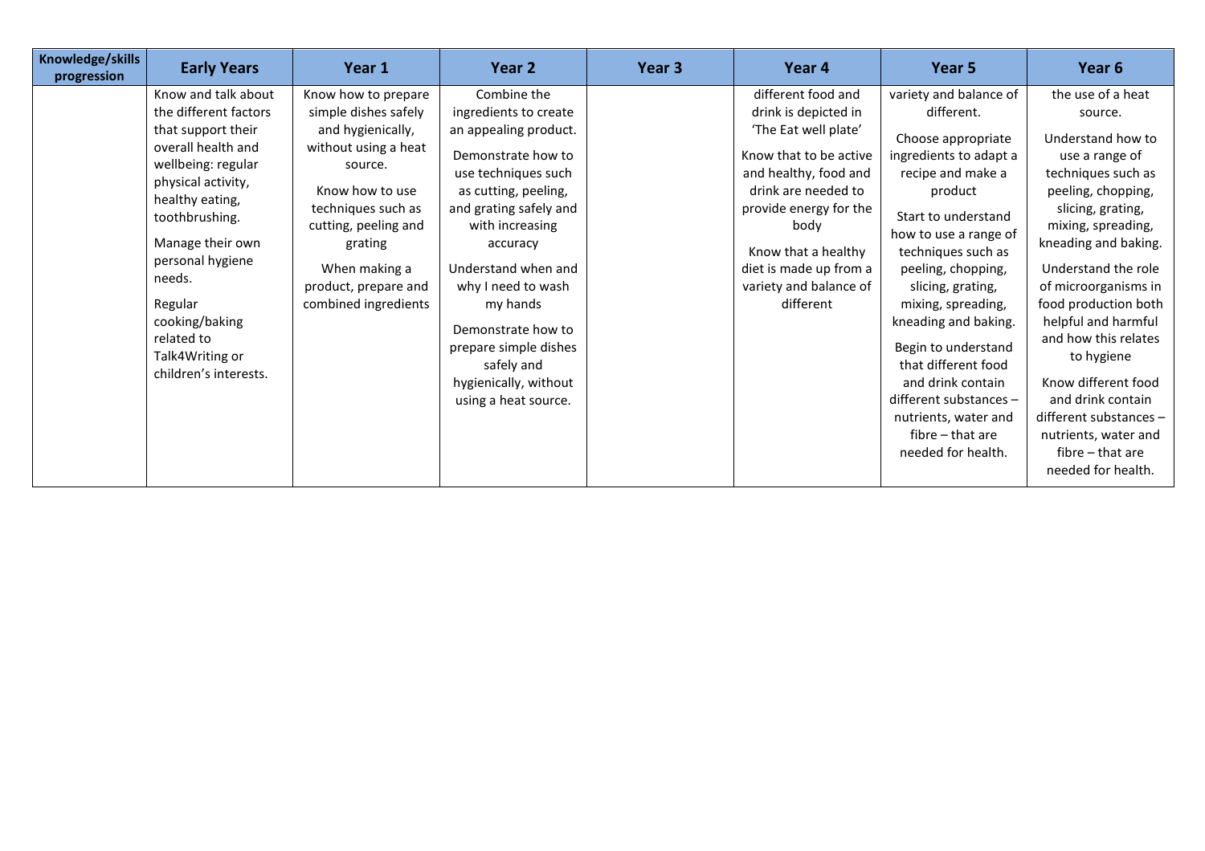| Knowledge/skills progression | Early Years | Year 1 | Year 2 | Year 3 | Year 4 | Year 5 | Year 6 |
|---|---|---|---|---|---|---|---|
| | Know and talk about the different factors that support their overall health and wellbeing: regular physical activity, healthy eating, toothbrushing.<br><br>Manage their own personal hygiene needs.<br><br>Regular cooking/baking related to Talk4Writing or children's interests. | Know how to prepare simple dishes safely and hygienically, without using a heat source.<br><br>Know how to use techniques such as cutting, peeling and grating<br><br>When making a product, prepare and combined ingredients | Combine the ingredients to create an appealing product.<br><br>Demonstrate how to use techniques such as cutting, peeling, and grating safely and with increasing accuracy<br><br>Understand when and why I need to wash my hands<br><br>Demonstrate how to prepare simple dishes safely and hygienically, without using a heat source. | | different food and drink is depicted in 'The Eat well plate'<br><br>Know that to be active and healthy, food and drink are needed to provide energy for the body<br><br>Know that a healthy diet is made up from a variety and balance of different | variety and balance of different.<br><br>Choose appropriate ingredients to adapt a recipe and make a product<br><br>Start to understand how to use a range of techniques such as peeling, chopping, slicing, grating, mixing, spreading, kneading and baking.<br><br>Begin to understand that different food and drink contain different substances – nutrients, water and fibre – that are needed for health. | the use of a heat source.<br><br>Understand how to use a range of techniques such as peeling, chopping, slicing, grating, mixing, spreading, kneading and baking.<br><br>Understand the role of microorganisms in food production both helpful and harmful and how this relates to hygiene<br><br>Know different food and drink contain different substances – nutrients, water and fibre – that are needed for health. |